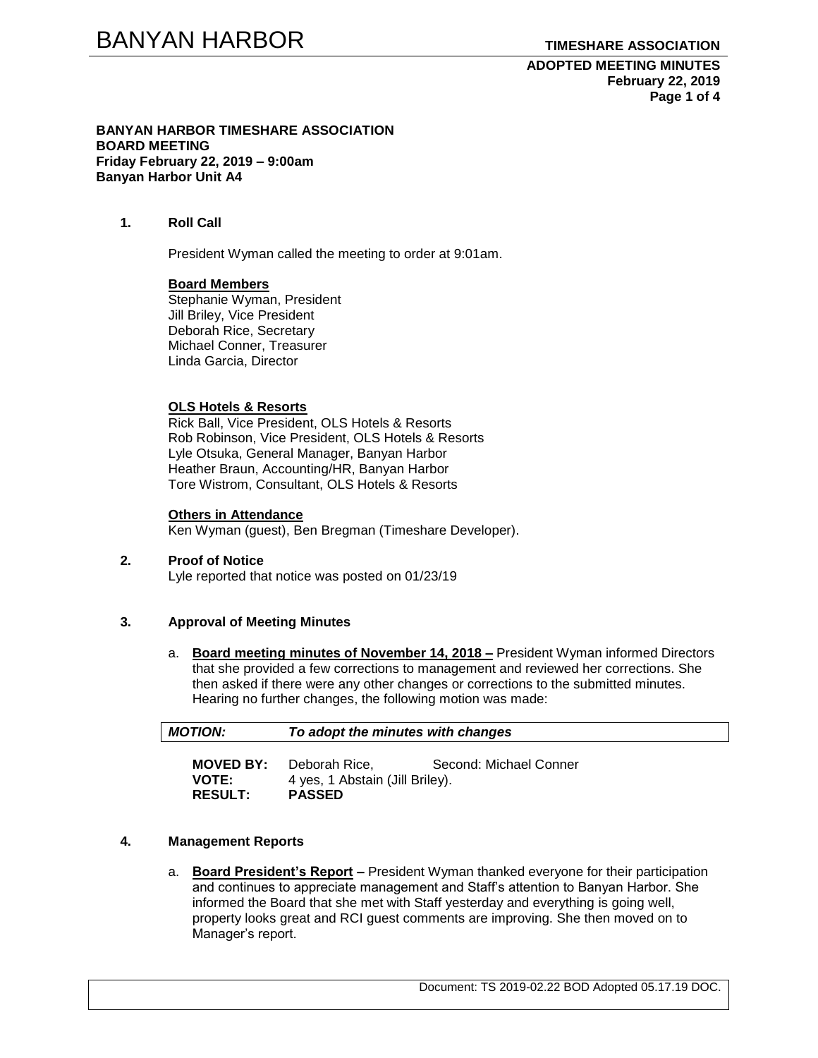**BANYAN HARBOR TIMESHARE ASSOCIATION**
**BOARD MEETING**
**Friday February 22, 2019 – 9:00am**
**Banyan Harbor Unit A4**

## 1. Roll Call

President Wyman called the meeting to order at 9:01am.

**Board Members**
Stephanie Wyman, President
Jill Briley, Vice President
Deborah Rice, Secretary
Michael Conner, Treasurer
Linda Garcia, Director

**OLS Hotels & Resorts**
Rick Ball, Vice President, OLS Hotels & Resorts
Rob Robinson, Vice President, OLS Hotels & Resorts
Lyle Otsuka, General Manager, Banyan Harbor
Heather Braun, Accounting/HR, Banyan Harbor
Tore Wistrom, Consultant, OLS Hotels & Resorts

**Others in Attendance**
Ken Wyman (guest), Ben Bregman (Timeshare Developer).

## 2. Proof of Notice

Lyle reported that notice was posted on 01/23/19

## 3. Approval of Meeting Minutes

a. **Board meeting minutes of November 14, 2018 –** President Wyman informed Directors that she provided a few corrections to management and reviewed her corrections. She then asked if there were any other changes or corrections to the submitted minutes. Hearing no further changes, the following motion was made:

***MOTION:*** ***To adopt the minutes with changes***

**MOVED BY:** Deborah Rice, Second: Michael Conner
**VOTE:** 4 yes, 1 Abstain (Jill Briley).
**RESULT:** **PASSED**

## 4. Management Reports

a. **Board President's Report –** President Wyman thanked everyone for their participation and continues to appreciate management and Staff's attention to Banyan Harbor. She informed the Board that she met with Staff yesterday and everything is going well, property looks great and RCI guest comments are improving. She then moved on to Manager's report.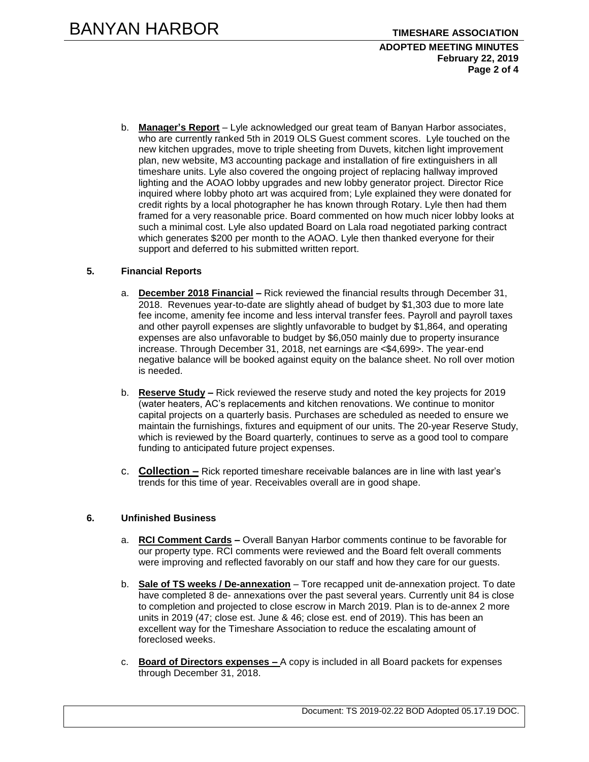b. **Manager's Report** – Lyle acknowledged our great team of Banyan Harbor associates, who are currently ranked 5th in 2019 OLS Guest comment scores. Lyle touched on the new kitchen upgrades, move to triple sheeting from Duvets, kitchen light improvement plan, new website, M3 accounting package and installation of fire extinguishers in all timeshare units. Lyle also covered the ongoing project of replacing hallway improved lighting and the AOAO lobby upgrades and new lobby generator project. Director Rice inquired where lobby photo art was acquired from; Lyle explained they were donated for credit rights by a local photographer he has known through Rotary. Lyle then had them framed for a very reasonable price. Board commented on how much nicer lobby looks at such a minimal cost. Lyle also updated Board on Lala road negotiated parking contract which generates $200 per month to the AOAO. Lyle then thanked everyone for their support and deferred to his submitted written report.

**5. Financial Reports**

a. **December 2018 Financial –** Rick reviewed the financial results through December 31, 2018. Revenues year-to-date are slightly ahead of budget by $1,303 due to more late fee income, amenity fee income and less interval transfer fees. Payroll and payroll taxes and other payroll expenses are slightly unfavorable to budget by $1,864, and operating expenses are also unfavorable to budget by $6,050 mainly due to property insurance increase. Through December 31, 2018, net earnings are <$4,699>. The year-end negative balance will be booked against equity on the balance sheet. No roll over motion is needed.

b. **Reserve Study –** Rick reviewed the reserve study and noted the key projects for 2019 (water heaters, AC's replacements and kitchen renovations. We continue to monitor capital projects on a quarterly basis. Purchases are scheduled as needed to ensure we maintain the furnishings, fixtures and equipment of our units. The 20-year Reserve Study, which is reviewed by the Board quarterly, continues to serve as a good tool to compare funding to anticipated future project expenses.

c. **Collection –** Rick reported timeshare receivable balances are in line with last year's trends for this time of year. Receivables overall are in good shape.

**6. Unfinished Business**

a. **RCI Comment Cards –** Overall Banyan Harbor comments continue to be favorable for our property type. RCI comments were reviewed and the Board felt overall comments were improving and reflected favorably on our staff and how they care for our guests.

b. **Sale of TS weeks / De-annexation** – Tore recapped unit de-annexation project. To date have completed 8 de- annexations over the past several years. Currently unit 84 is close to completion and projected to close escrow in March 2019. Plan is to de-annex 2 more units in 2019 (47; close est. June & 46; close est. end of 2019). This has been an excellent way for the Timeshare Association to reduce the escalating amount of foreclosed weeks.

c. **Board of Directors expenses –** A copy is included in all Board packets for expenses through December 31, 2018.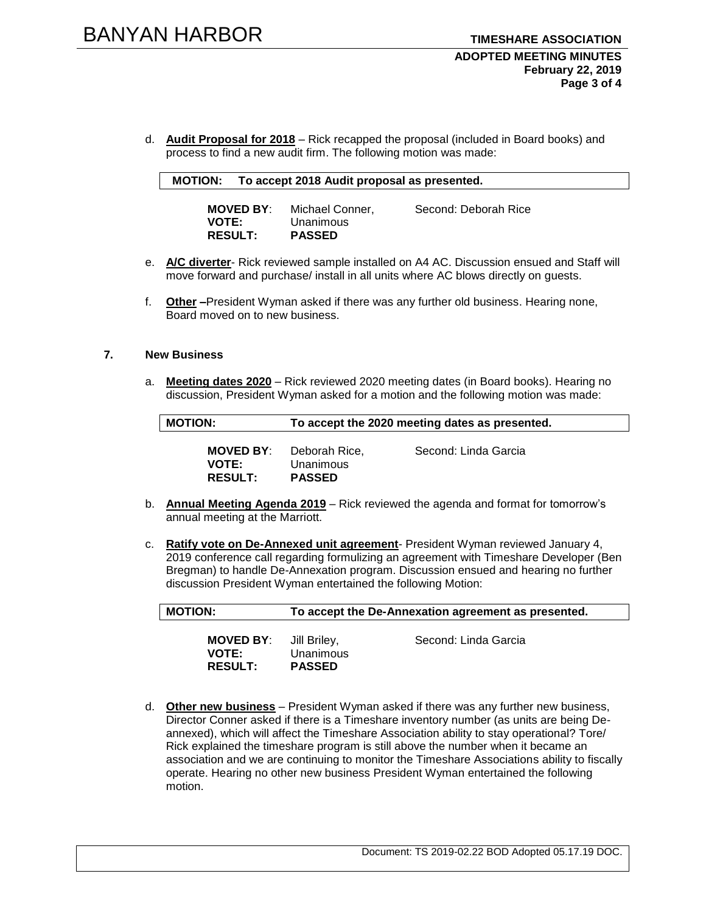d. **Audit Proposal for 2018** – Rick recapped the proposal (included in Board books) and process to find a new audit firm. The following motion was made:

**MOTION: To accept 2018 Audit proposal as presented.**

| | | |
|---|---|---|
| **MOVED BY**: | Michael Conner, | Second: Deborah Rice |
| **VOTE:** | Unanimous | |
| **RESULT:** | **PASSED** | |

e. **A/C diverter**- Rick reviewed sample installed on A4 AC. Discussion ensued and Staff will move forward and purchase/ install in all units where AC blows directly on guests.

f. **Other** –President Wyman asked if there was any further old business. Hearing none, Board moved on to new business.

**7. New Business**

a. **Meeting dates 2020** – Rick reviewed 2020 meeting dates (in Board books). Hearing no discussion, President Wyman asked for a motion and the following motion was made:

**MOTION: To accept the 2020 meeting dates as presented.**

| | | |
|---|---|---|
| **MOVED BY**: | Deborah Rice, | Second: Linda Garcia |
| **VOTE:** | Unanimous | |
| **RESULT:** | **PASSED** | |

b. **Annual Meeting Agenda 2019** – Rick reviewed the agenda and format for tomorrow's annual meeting at the Marriott.

c. **Ratify vote on De-Annexed unit agreement**- President Wyman reviewed January 4, 2019 conference call regarding formulizing an agreement with Timeshare Developer (Ben Bregman) to handle De-Annexation program. Discussion ensued and hearing no further discussion President Wyman entertained the following Motion:

**MOTION: To accept the De-Annexation agreement as presented.**

| | | |
|---|---|---|
| **MOVED BY**: | Jill Briley, | Second: Linda Garcia |
| **VOTE:** | Unanimous | |
| **RESULT:** | **PASSED** | |

d. **Other new business** – President Wyman asked if there was any further new business, Director Conner asked if there is a Timeshare inventory number (as units are being De-annexed), which will affect the Timeshare Association ability to stay operational? Tore/ Rick explained the timeshare program is still above the number when it became an association and we are continuing to monitor the Timeshare Associations ability to fiscally operate. Hearing no other new business President Wyman entertained the following motion.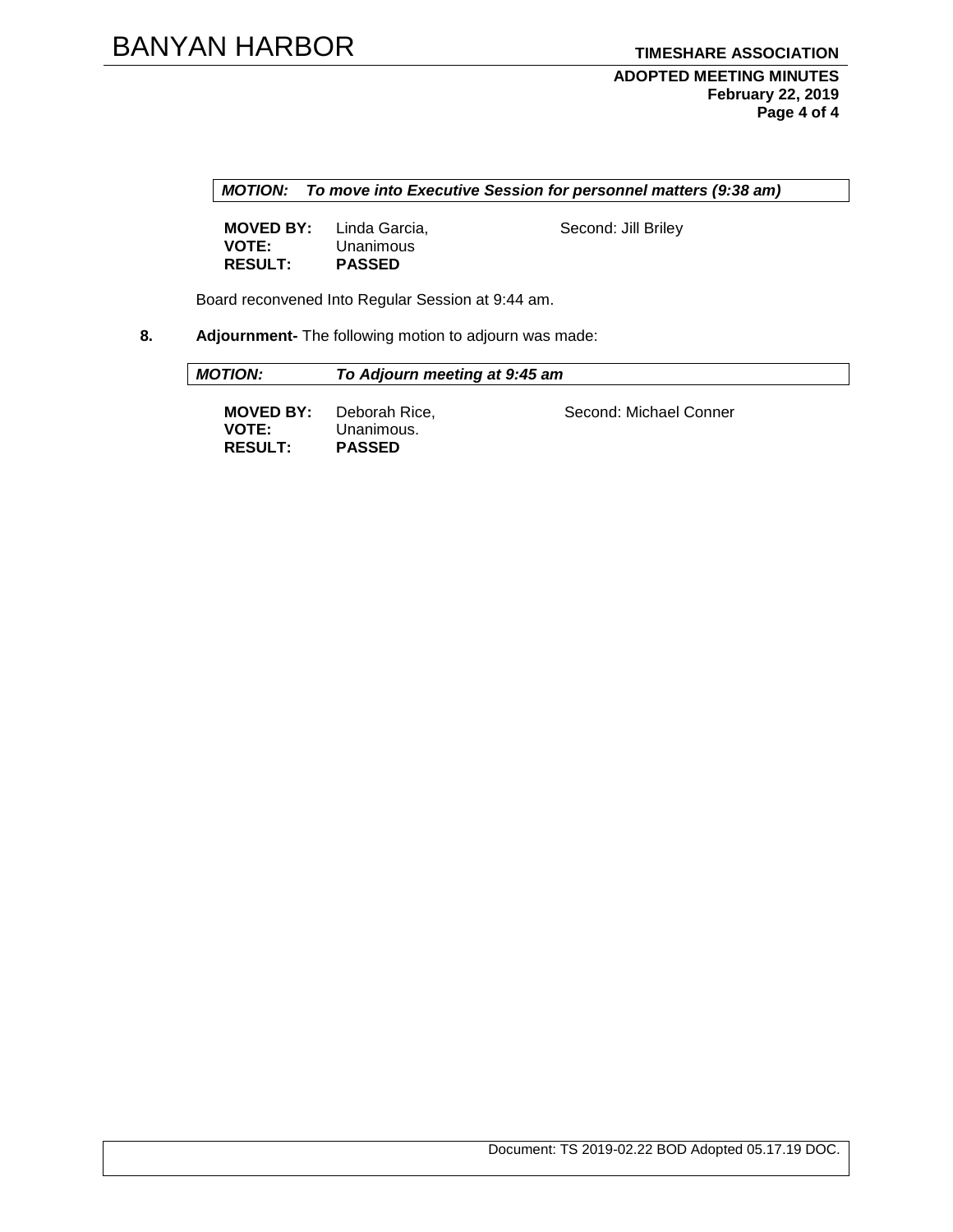***MOTION: To move into Executive Session for personnel matters (9:38 am)***

**MOVED BY:** Linda Garcia, Second: Jill Briley
**VOTE:** Unanimous
**RESULT:** **PASSED**

Board reconvened Into Regular Session at 9:44 am.

**8. Adjournment-** The following motion to adjourn was made:

***MOTION: To Adjourn meeting at 9:45 am***

**MOVED BY:** Deborah Rice, Second: Michael Conner
**VOTE:** Unanimous.
**RESULT:** **PASSED**

Document: TS 2019-02.22 BOD Adopted 05.17.19 DOC.